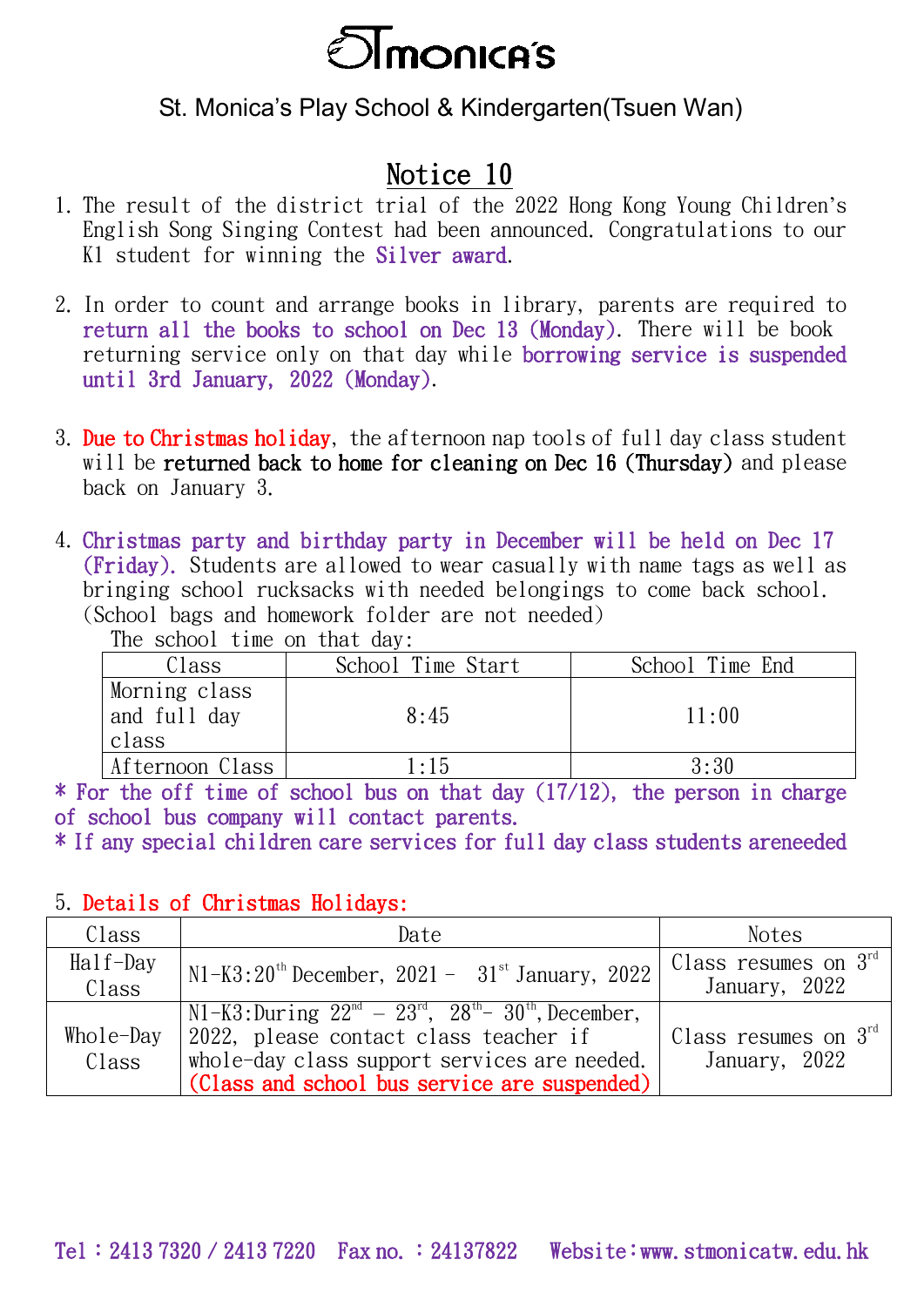# STmonica's

St. Monica's Play School & Kindergarten(Tsuen Wan)

## Notice 10

1. The result of the district trial of the 2022 Hong Kong Young Children's English Song Singing Contest had been announced. Congratulations to our K1 student for winning the Silver award.

2. In order to count and arrange books in library, parents are required to return all the books to school on Dec 13 (Monday). There will be book returning service only on that day while borrowing service is suspended until 3rd January, 2022 (Monday).

3. Due to Christmas holiday, the afternoon nap tools of full day class student will be **returned back to home for cleaning on Dec 16 (Thursday)** and please back on January 3.

4. Christmas party and birthday party in December will be held on Dec 17 (Friday). Students are allowed to wear casually with name tags as well as bringing school rucksacks with needed belongings to come back school. (School bags and homework folder are not needed)

   The school time on that day:

| Class | School Time Start | School Time End |
|---|---|---|
| Morning class and full day class | 8:45 | 11:00 |
| Afternoon Class | 1:15 | 3:30 |

\* For the off time of school bus on that day (17/12), the person in charge of school bus company will contact parents.

\* If any special children care services for full day class students areneeded

5. Details of Christmas Holidays:

| Class | Date | Notes |
|---|---|---|
| Half-Day Class | N1-K3:20th December, 2021 - 31st January, 2022 | Class resumes on 3rd January, 2022 |
| Whole-Day Class | N1-K3:During 22nd – 23rd, 28th- 30th, December, 2022, please contact class teacher if whole-day class support services are needed. (Class and school bus service are suspended) | Class resumes on 3rd January, 2022 |

Tel：2413 7320 / 2413 7220 Fax no. ：24137822 Website:www.stmonicatw.edu.hk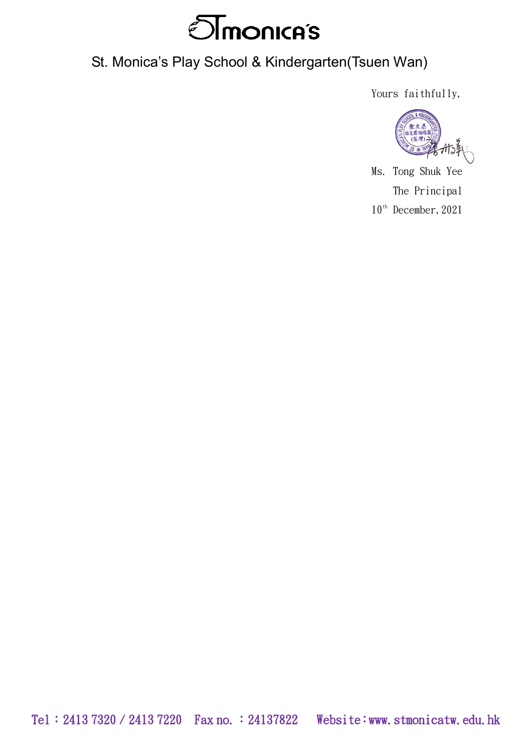St. Monica's Play School & Kindergarten(Tsuen Wan)

Yours faithfully,

Ms. Tong Shuk Yee

The Principal

10th December, 2021

Tel：2413 7320 / 2413 7220　Fax no. ：24137822　Website：www.stmonicatw.edu.hk